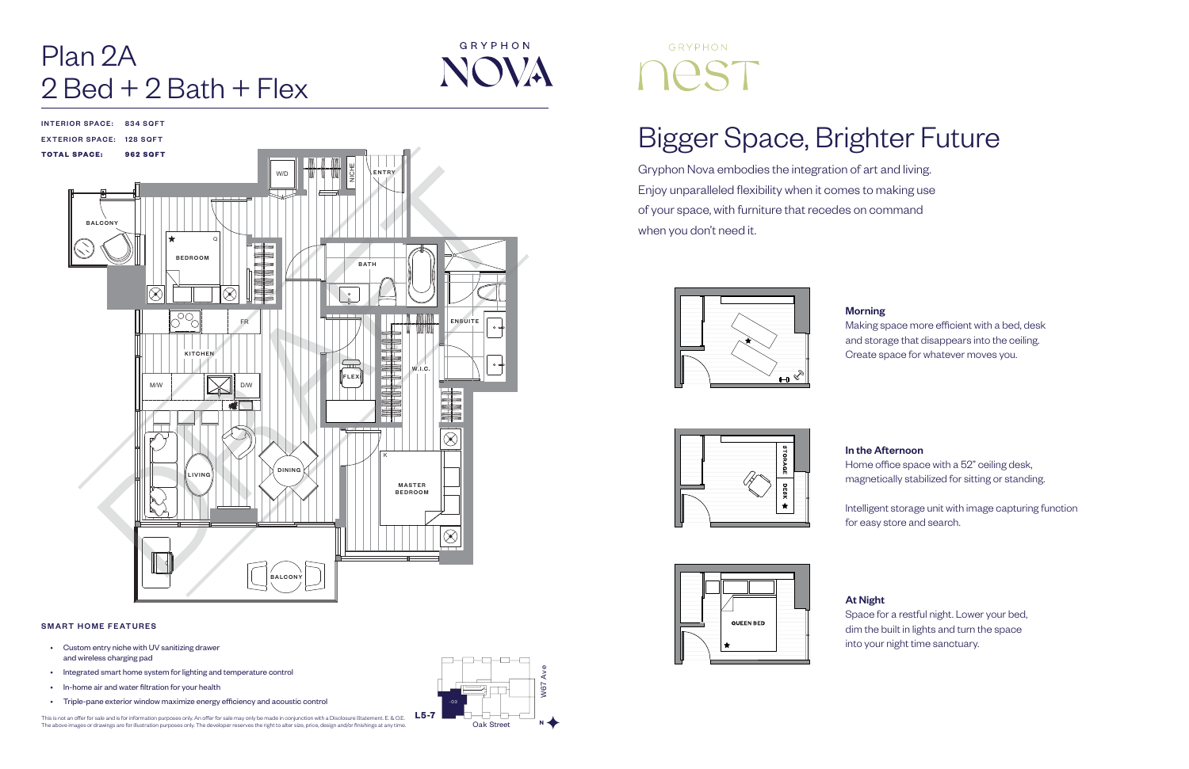# Plan 2A
## 2 Bed + 2 Bath + Flex

GRYPHON NOVA

**INTERIOR SPACE:** 834 SQFT
**EXTERIOR SPACE:** 128 SQFT
**TOTAL SPACE:** 962 SQFT

ENTRY, NICHE, W/D, BALCONY, BEDROOM, BATH, ENSUITE, FR, KITCHEN, M/W, D/W, FLEX, W.I.C., LIVING, DINING, MASTER BEDROOM, BALCONY

### SMART HOME FEATURES

- Custom entry niche with UV sanitizing drawer and wireless charging pad
- Integrated smart home system for lighting and temperature control
- In-home air and water filtration for your health
- Triple-pane exterior window maximize energy efficiency and acoustic control

This is not an offer for sale and is for information purposes only. An offer for sale may only be made in conjunction with a Disclosure Statement. E. & O.E. The above images or drawings are for illustration purposes only. The developer reserves the right to alter size, price, design and/or finishings at any time.

L5-7 — W67 Ave — Oak Street — N

GRYPHON nest

# Bigger Space, Brighter Future

Gryphon Nova embodies the integration of art and living. Enjoy unparalleled flexibility when it comes to making use of your space, with furniture that recedes on command when you don't need it.

**Morning**

Making space more efficient with a bed, desk and storage that disappears into the ceiling. Create space for whatever moves you.

**In the Afternoon**

Home office space with a 52" ceiling desk, magnetically stabilized for sitting or standing.

Intelligent storage unit with image capturing function for easy store and search.

STORAGE DESK

**At Night**

Space for a restful night. Lower your bed, dim the built in lights and turn the space into your night time sanctuary.

QUEEN BED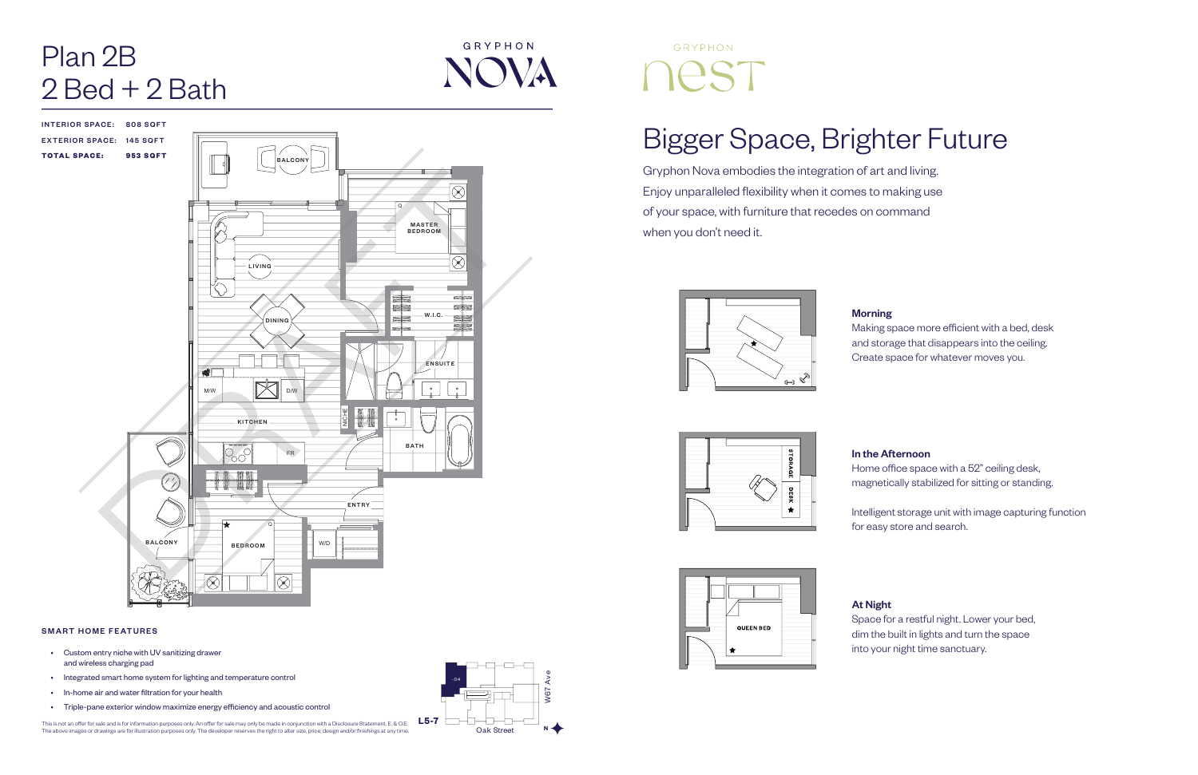# Plan 2B
## 2 Bed + 2 Bath

GRYPHON NOVA

| | |
|---|---|
| INTERIOR SPACE: | 808 SQFT |
| EXTERIOR SPACE: | 145 SQFT |
| **TOTAL SPACE:** | **953 SQFT** |

BALCONY
MASTER BEDROOM
LIVING
DINING
W.I.C.
ENSUITE
M/W
D/W
KITCHEN
NICHE
BATH
FR
ENTRY
BALCONY
BEDROOM
W/D

DRAFT

### SMART HOME FEATURES

- Custom entry niche with UV sanitizing drawer and wireless charging pad
- Integrated smart home system for lighting and temperature control
- In-home air and water filtration for your health
- Triple-pane exterior window maximize energy efficiency and acoustic control

L5-7
W67 Ave
Oak Street
N

This is not an offer for sale and is for information purposes only. An offer for sale may only be made in conjunction with a Disclosure Statement. E. & O.E. The above images or drawings are for illustration purposes only. The developer reserves the right to alter size, price, design and/or finishings at any time.

GRYPHON nest

# Bigger Space, Brighter Future

Gryphon Nova embodies the integration of art and living. Enjoy unparalleled flexibility when it comes to making use of your space, with furniture that recedes on command when you don't need it.

**Morning**

Making space more efficient with a bed, desk and storage that disappears into the ceiling. Create space for whatever moves you.

**In the Afternoon**

Home office space with a 52" ceiling desk, magnetically stabilized for sitting or standing.

Intelligent storage unit with image capturing function for easy store and search.

STORAGE
DESK

**At Night**

Space for a restful night. Lower your bed, dim the built in lights and turn the space into your night time sanctuary.

QUEEN BED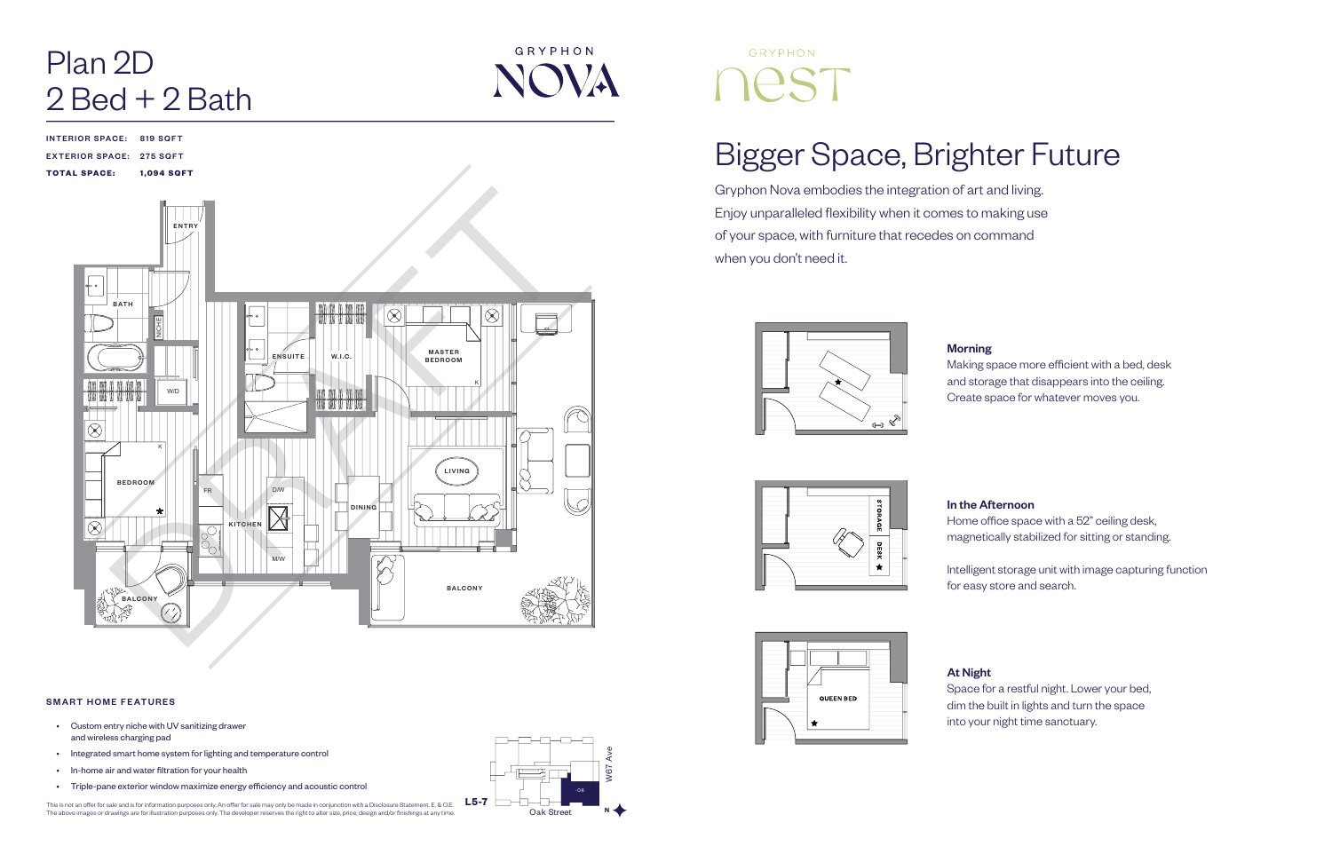# Plan 2D
# 2 Bed + 2 Bath

GRYPHON NOVA

**INTERIOR SPACE:** 819 SQFT
**EXTERIOR SPACE:** 275 SQFT
**TOTAL SPACE:** 1,094 SQFT

ENTRY
BATH
NICHE
W/D
ENSUITE
W.I.C.
MASTER BEDROOM
K
BEDROOM
K
FR
D/W
KITCHEN
M/W
DINING
LIVING
BALCONY
BALCONY

DRAFT

### SMART HOME FEATURES

- Custom entry niche with UV sanitizing drawer and wireless charging pad
- Integrated smart home system for lighting and temperature control
- In-home air and water filtration for your health
- Triple-pane exterior window maximize energy efficiency and acoustic control

This is not an offer for sale and is for information purposes only. An offer for sale may only be made in conjunction with a Disclosure Statement. E. & O.E. The above images or drawings are for illustration purposes only. The developer reserves the right to alter size, price, design and/or finishings at any time.

L5-7
W67 Ave
Oak Street
N

GRYPHON nest

# Bigger Space, Brighter Future

Gryphon Nova embodies the integration of art and living. Enjoy unparalleled flexibility when it comes to making use of your space, with furniture that recedes on command when you don't need it.

STORAGE
DESK
QUEEN BED

### Morning

Making space more efficient with a bed, desk and storage that disappears into the ceiling. Create space for whatever moves you.

### In the Afternoon

Home office space with a 52" ceiling desk, magnetically stabilized for sitting or standing.

Intelligent storage unit with image capturing function for easy store and search.

### At Night

Space for a restful night. Lower your bed, dim the built in lights and turn the space into your night time sanctuary.